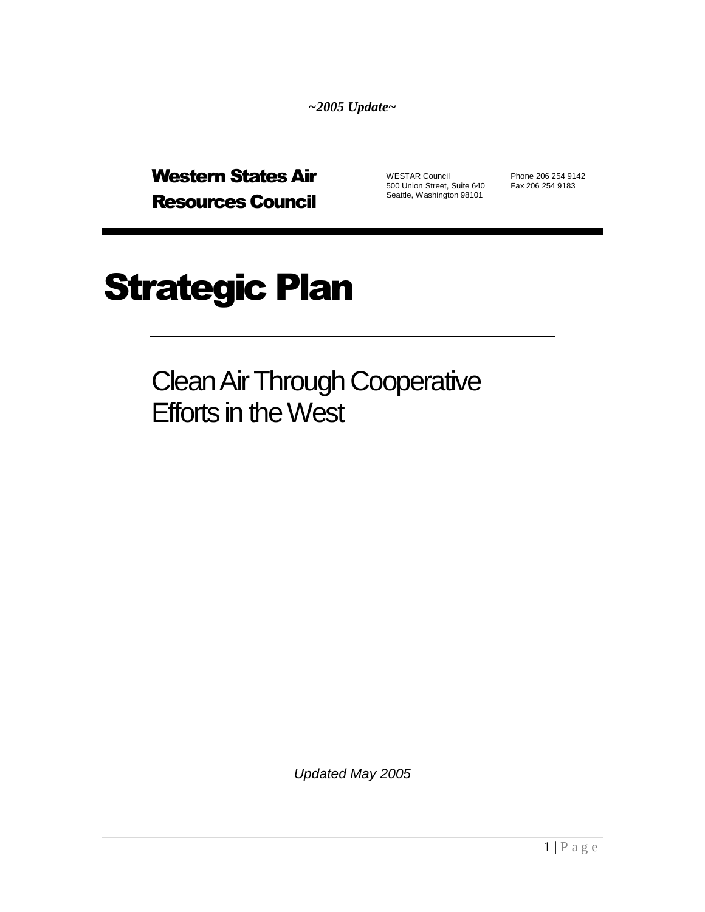*~2005 Update~*

**Western States Air Resources Council**

WESTAR Council
500 Union Street, Suite 640
Seattle, Washington 98101

Phone 206 254 9142
Fax 206 254 9183

# Strategic Plan

## Clean Air Through Cooperative Efforts in the West

*Updated May 2005*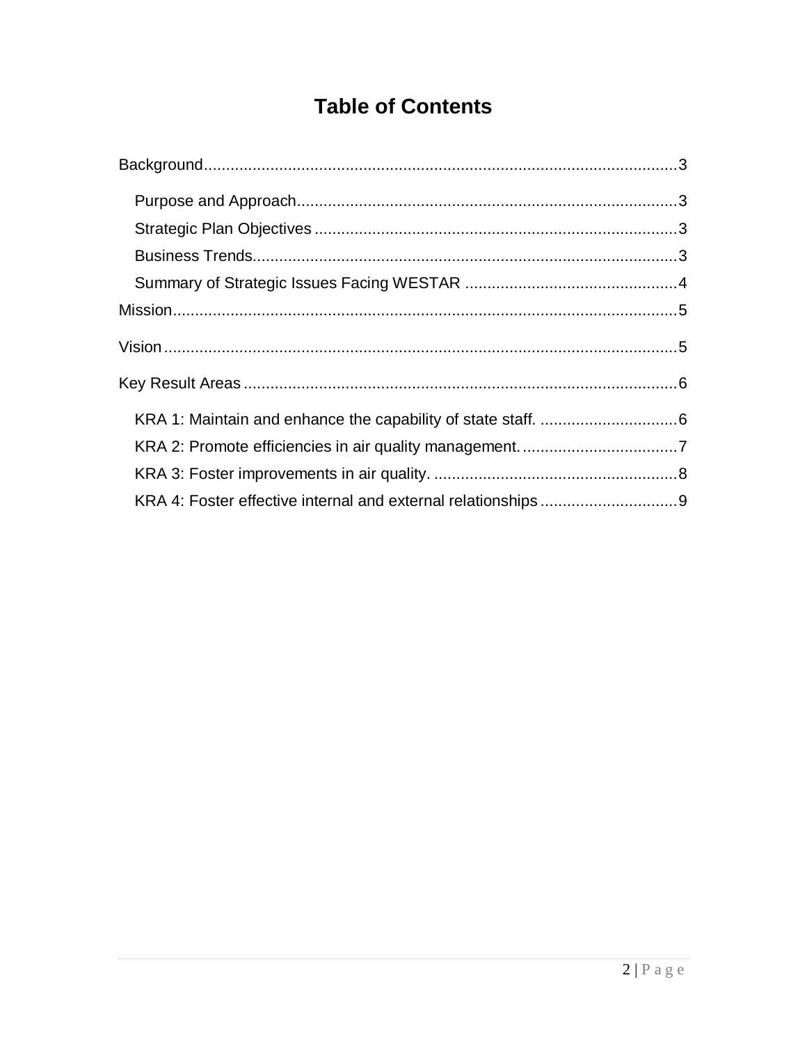# Table of Contents

Background ... 3

- Purpose and Approach ... 3
- Strategic Plan Objectives ... 3
- Business Trends ... 3
- Summary of Strategic Issues Facing WESTAR ... 4

Mission ... 5

Vision ... 5

Key Result Areas ... 6

- KRA 1: Maintain and enhance the capability of state staff. ... 6
- KRA 2: Promote efficiencies in air quality management. ... 7
- KRA 3: Foster improvements in air quality. ... 8
- KRA 4: Foster effective internal and external relationships ... 9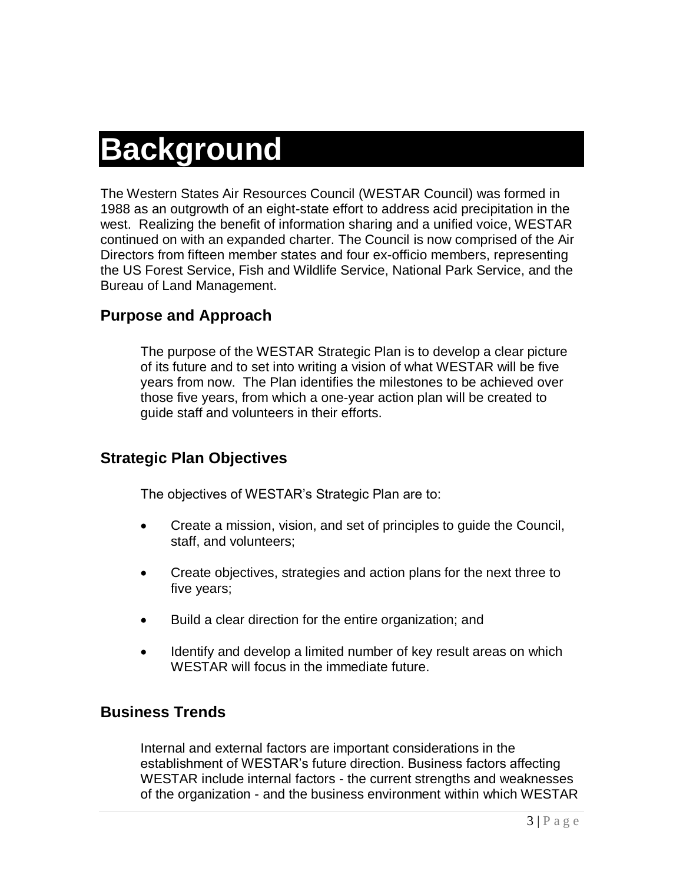# Background

The Western States Air Resources Council (WESTAR Council) was formed in 1988 as an outgrowth of an eight-state effort to address acid precipitation in the west. Realizing the benefit of information sharing and a unified voice, WESTAR continued on with an expanded charter. The Council is now comprised of the Air Directors from fifteen member states and four ex-officio members, representing the US Forest Service, Fish and Wildlife Service, National Park Service, and the Bureau of Land Management.

## Purpose and Approach

The purpose of the WESTAR Strategic Plan is to develop a clear picture of its future and to set into writing a vision of what WESTAR will be five years from now. The Plan identifies the milestones to be achieved over those five years, from which a one-year action plan will be created to guide staff and volunteers in their efforts.

## Strategic Plan Objectives

The objectives of WESTAR's Strategic Plan are to:

- Create a mission, vision, and set of principles to guide the Council, staff, and volunteers;
- Create objectives, strategies and action plans for the next three to five years;
- Build a clear direction for the entire organization; and
- Identify and develop a limited number of key result areas on which WESTAR will focus in the immediate future.

## Business Trends

Internal and external factors are important considerations in the establishment of WESTAR's future direction. Business factors affecting WESTAR include internal factors - the current strengths and weaknesses of the organization - and the business environment within which WESTAR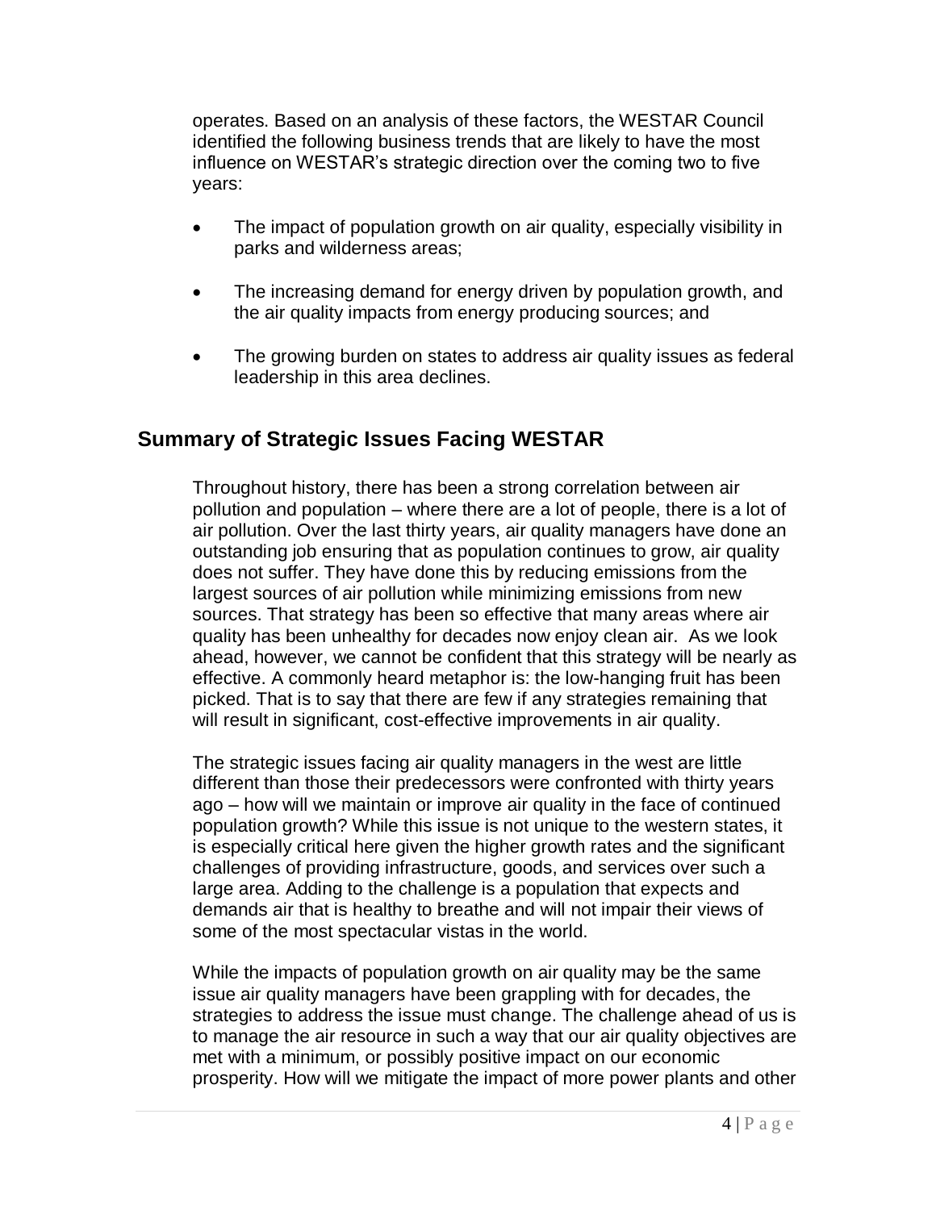operates. Based on an analysis of these factors, the WESTAR Council identified the following business trends that are likely to have the most influence on WESTAR's strategic direction over the coming two to five years:

- The impact of population growth on air quality, especially visibility in parks and wilderness areas;
- The increasing demand for energy driven by population growth, and the air quality impacts from energy producing sources; and
- The growing burden on states to address air quality issues as federal leadership in this area declines.

## Summary of Strategic Issues Facing WESTAR

Throughout history, there has been a strong correlation between air pollution and population – where there are a lot of people, there is a lot of air pollution. Over the last thirty years, air quality managers have done an outstanding job ensuring that as population continues to grow, air quality does not suffer. They have done this by reducing emissions from the largest sources of air pollution while minimizing emissions from new sources. That strategy has been so effective that many areas where air quality has been unhealthy for decades now enjoy clean air. As we look ahead, however, we cannot be confident that this strategy will be nearly as effective. A commonly heard metaphor is: the low-hanging fruit has been picked. That is to say that there are few if any strategies remaining that will result in significant, cost-effective improvements in air quality.

The strategic issues facing air quality managers in the west are little different than those their predecessors were confronted with thirty years ago – how will we maintain or improve air quality in the face of continued population growth? While this issue is not unique to the western states, it is especially critical here given the higher growth rates and the significant challenges of providing infrastructure, goods, and services over such a large area. Adding to the challenge is a population that expects and demands air that is healthy to breathe and will not impair their views of some of the most spectacular vistas in the world.

While the impacts of population growth on air quality may be the same issue air quality managers have been grappling with for decades, the strategies to address the issue must change. The challenge ahead of us is to manage the air resource in such a way that our air quality objectives are met with a minimum, or possibly positive impact on our economic prosperity. How will we mitigate the impact of more power plants and other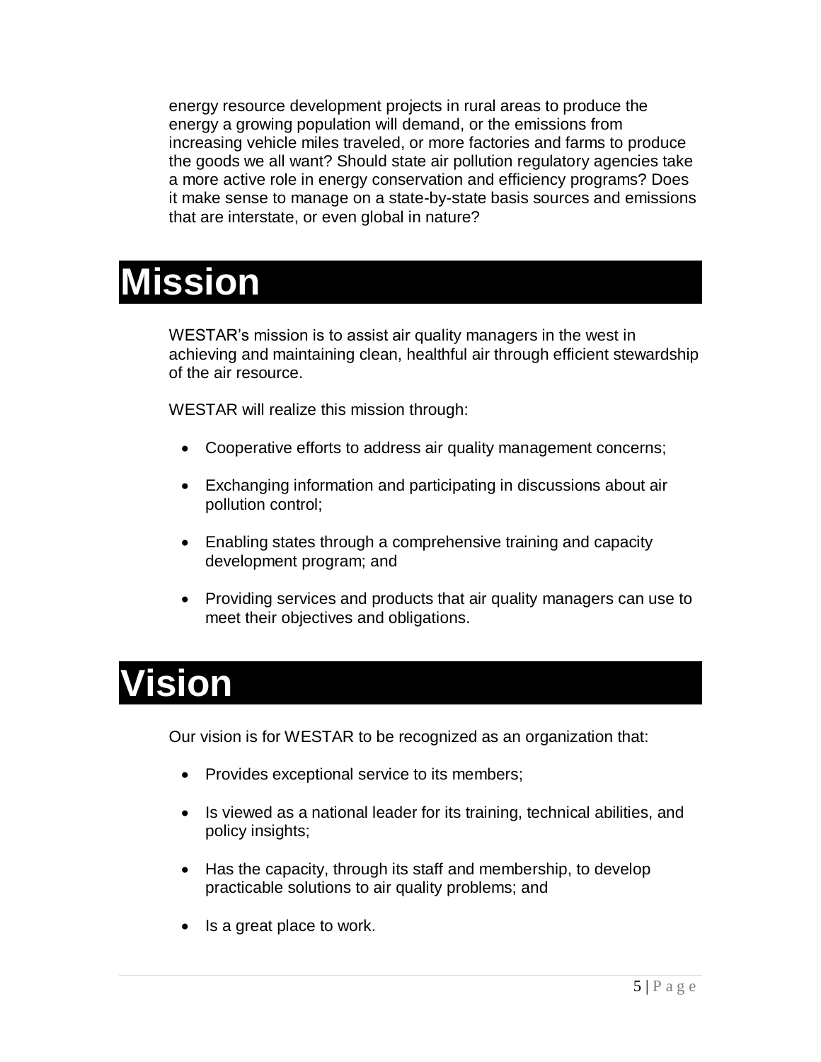energy resource development projects in rural areas to produce the energy a growing population will demand, or the emissions from increasing vehicle miles traveled, or more factories and farms to produce the goods we all want? Should state air pollution regulatory agencies take a more active role in energy conservation and efficiency programs? Does it make sense to manage on a state-by-state basis sources and emissions that are interstate, or even global in nature?

# Mission

WESTAR's mission is to assist air quality managers in the west in achieving and maintaining clean, healthful air through efficient stewardship of the air resource.

WESTAR will realize this mission through:

- Cooperative efforts to address air quality management concerns;
- Exchanging information and participating in discussions about air pollution control;
- Enabling states through a comprehensive training and capacity development program; and
- Providing services and products that air quality managers can use to meet their objectives and obligations.

# Vision

Our vision is for WESTAR to be recognized as an organization that:

- Provides exceptional service to its members;
- Is viewed as a national leader for its training, technical abilities, and policy insights;
- Has the capacity, through its staff and membership, to develop practicable solutions to air quality problems; and
- Is a great place to work.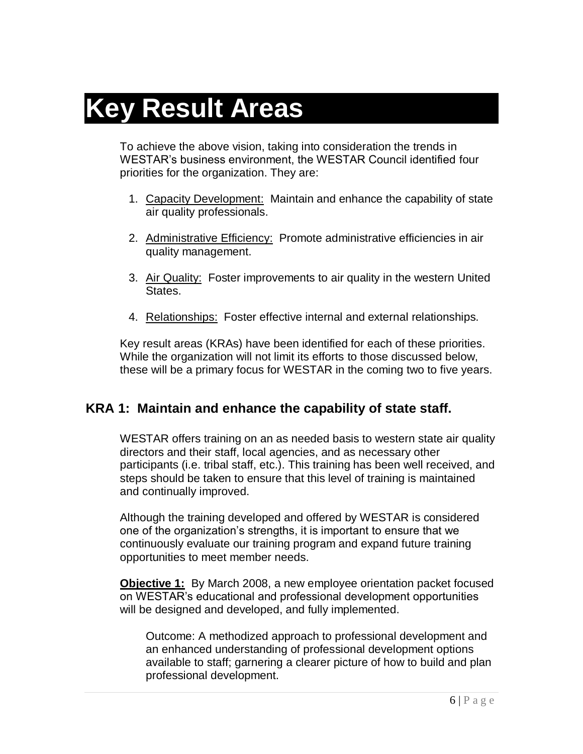# Key Result Areas

To achieve the above vision, taking into consideration the trends in WESTAR's business environment, the WESTAR Council identified four priorities for the organization. They are:

1. Capacity Development: Maintain and enhance the capability of state air quality professionals.
2. Administrative Efficiency: Promote administrative efficiencies in air quality management.
3. Air Quality: Foster improvements to air quality in the western United States.
4. Relationships: Foster effective internal and external relationships.

Key result areas (KRAs) have been identified for each of these priorities. While the organization will not limit its efforts to those discussed below, these will be a primary focus for WESTAR in the coming two to five years.

## KRA 1: Maintain and enhance the capability of state staff.

WESTAR offers training on an as needed basis to western state air quality directors and their staff, local agencies, and as necessary other participants (i.e. tribal staff, etc.). This training has been well received, and steps should be taken to ensure that this level of training is maintained and continually improved.

Although the training developed and offered by WESTAR is considered one of the organization's strengths, it is important to ensure that we continuously evaluate our training program and expand future training opportunities to meet member needs.

**Objective 1:** By March 2008, a new employee orientation packet focused on WESTAR's educational and professional development opportunities will be designed and developed, and fully implemented.

Outcome: A methodized approach to professional development and an enhanced understanding of professional development options available to staff; garnering a clearer picture of how to build and plan professional development.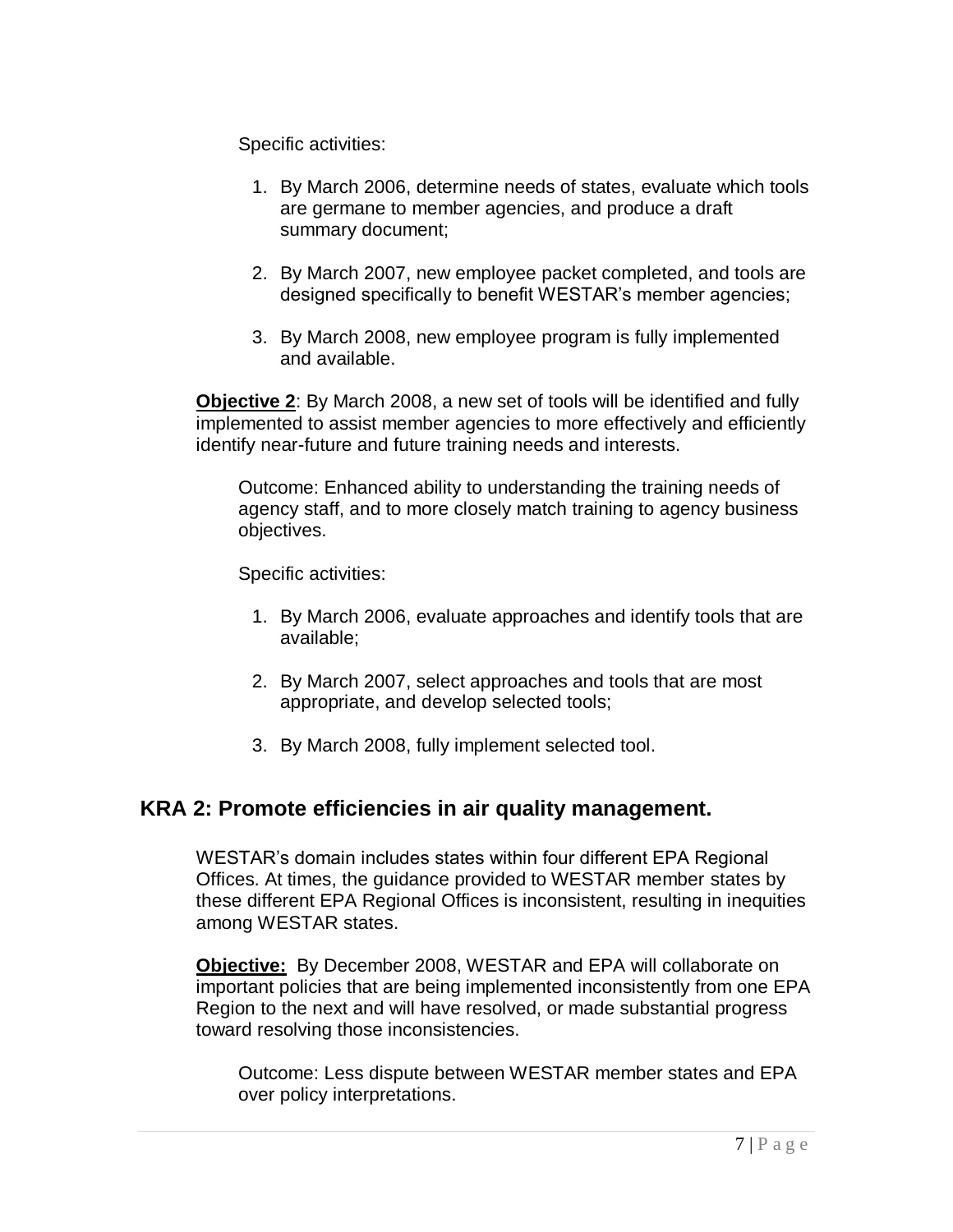Specific activities:

1. By March 2006, determine needs of states, evaluate which tools are germane to member agencies, and produce a draft summary document;

2. By March 2007, new employee packet completed, and tools are designed specifically to benefit WESTAR's member agencies;

3. By March 2008, new employee program is fully implemented and available.

**Objective 2**: By March 2008, a new set of tools will be identified and fully implemented to assist member agencies to more effectively and efficiently identify near-future and future training needs and interests.

Outcome: Enhanced ability to understanding the training needs of agency staff, and to more closely match training to agency business objectives.

Specific activities:

1. By March 2006, evaluate approaches and identify tools that are available;

2. By March 2007, select approaches and tools that are most appropriate, and develop selected tools;

3. By March 2008, fully implement selected tool.

## KRA 2: Promote efficiencies in air quality management.

WESTAR's domain includes states within four different EPA Regional Offices. At times, the guidance provided to WESTAR member states by these different EPA Regional Offices is inconsistent, resulting in inequities among WESTAR states.

**Objective:** By December 2008, WESTAR and EPA will collaborate on important policies that are being implemented inconsistently from one EPA Region to the next and will have resolved, or made substantial progress toward resolving those inconsistencies.

Outcome: Less dispute between WESTAR member states and EPA over policy interpretations.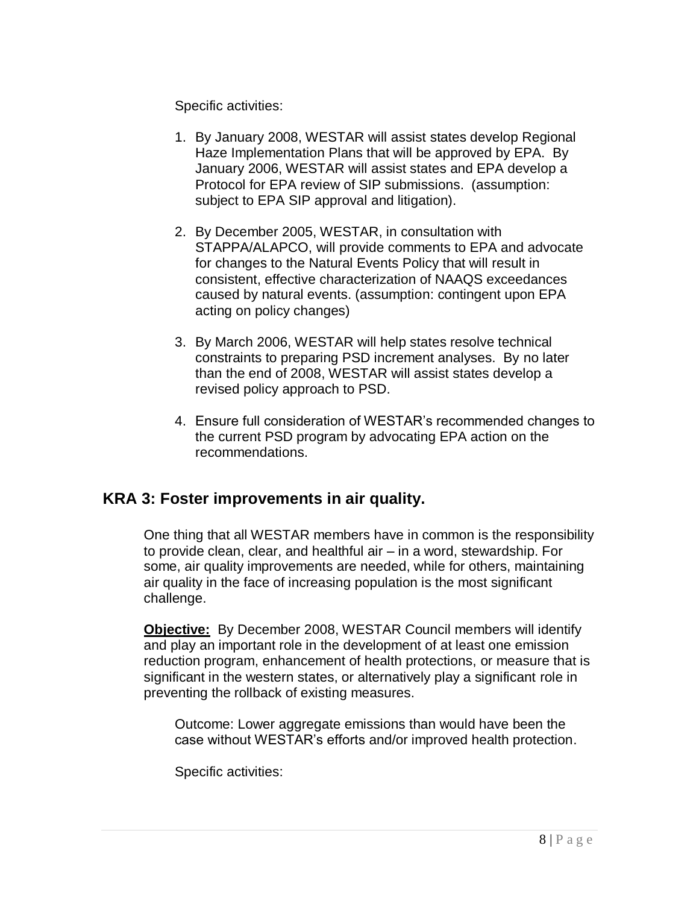Specific activities:

1. By January 2008, WESTAR will assist states develop Regional Haze Implementation Plans that will be approved by EPA. By January 2006, WESTAR will assist states and EPA develop a Protocol for EPA review of SIP submissions. (assumption: subject to EPA SIP approval and litigation).

2. By December 2005, WESTAR, in consultation with STAPPA/ALAPCO, will provide comments to EPA and advocate for changes to the Natural Events Policy that will result in consistent, effective characterization of NAAQS exceedances caused by natural events. (assumption: contingent upon EPA acting on policy changes)

3. By March 2006, WESTAR will help states resolve technical constraints to preparing PSD increment analyses. By no later than the end of 2008, WESTAR will assist states develop a revised policy approach to PSD.

4. Ensure full consideration of WESTAR's recommended changes to the current PSD program by advocating EPA action on the recommendations.

## KRA 3: Foster improvements in air quality.

One thing that all WESTAR members have in common is the responsibility to provide clean, clear, and healthful air – in a word, stewardship. For some, air quality improvements are needed, while for others, maintaining air quality in the face of increasing population is the most significant challenge.

**Objective:** By December 2008, WESTAR Council members will identify and play an important role in the development of at least one emission reduction program, enhancement of health protections, or measure that is significant in the western states, or alternatively play a significant role in preventing the rollback of existing measures.

Outcome: Lower aggregate emissions than would have been the case without WESTAR's efforts and/or improved health protection.

Specific activities: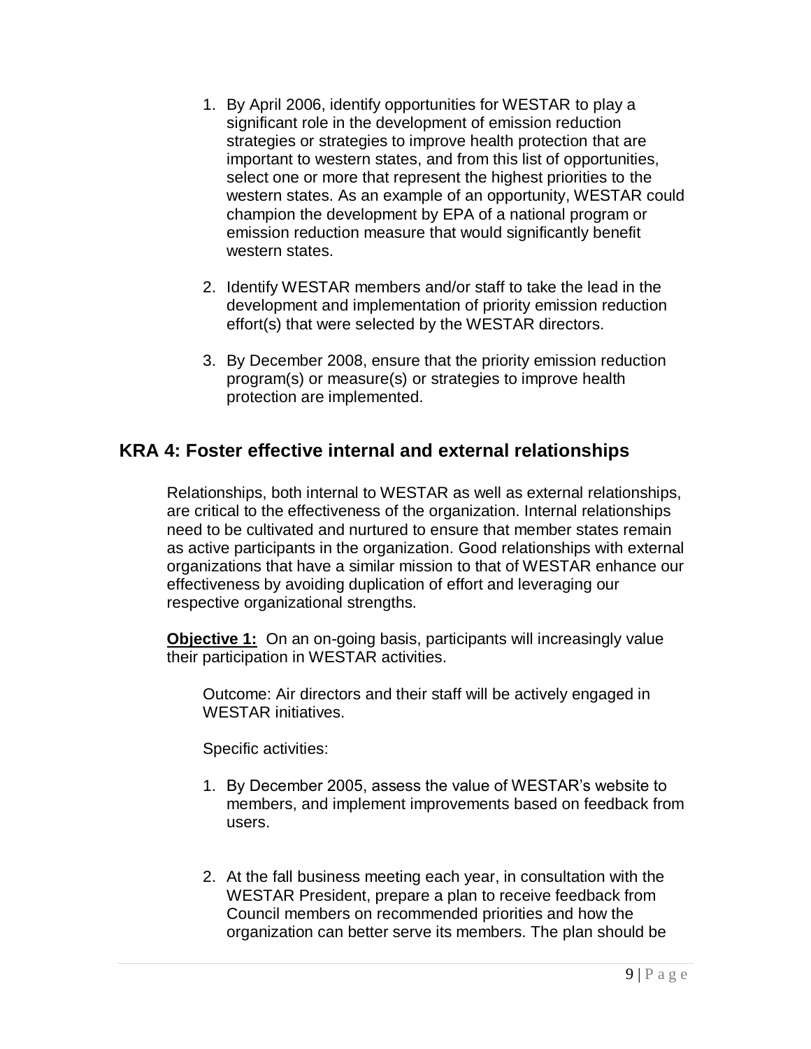1. By April 2006, identify opportunities for WESTAR to play a significant role in the development of emission reduction strategies or strategies to improve health protection that are important to western states, and from this list of opportunities, select one or more that represent the highest priorities to the western states. As an example of an opportunity, WESTAR could champion the development by EPA of a national program or emission reduction measure that would significantly benefit western states.

2. Identify WESTAR members and/or staff to take the lead in the development and implementation of priority emission reduction effort(s) that were selected by the WESTAR directors.

3. By December 2008, ensure that the priority emission reduction program(s) or measure(s) or strategies to improve health protection are implemented.

## KRA 4: Foster effective internal and external relationships

Relationships, both internal to WESTAR as well as external relationships, are critical to the effectiveness of the organization. Internal relationships need to be cultivated and nurtured to ensure that member states remain as active participants in the organization. Good relationships with external organizations that have a similar mission to that of WESTAR enhance our effectiveness by avoiding duplication of effort and leveraging our respective organizational strengths.

**Objective 1:** On an on-going basis, participants will increasingly value their participation in WESTAR activities.

Outcome: Air directors and their staff will be actively engaged in WESTAR initiatives.

Specific activities:

1. By December 2005, assess the value of WESTAR's website to members, and implement improvements based on feedback from users.

2. At the fall business meeting each year, in consultation with the WESTAR President, prepare a plan to receive feedback from Council members on recommended priorities and how the organization can better serve its members. The plan should be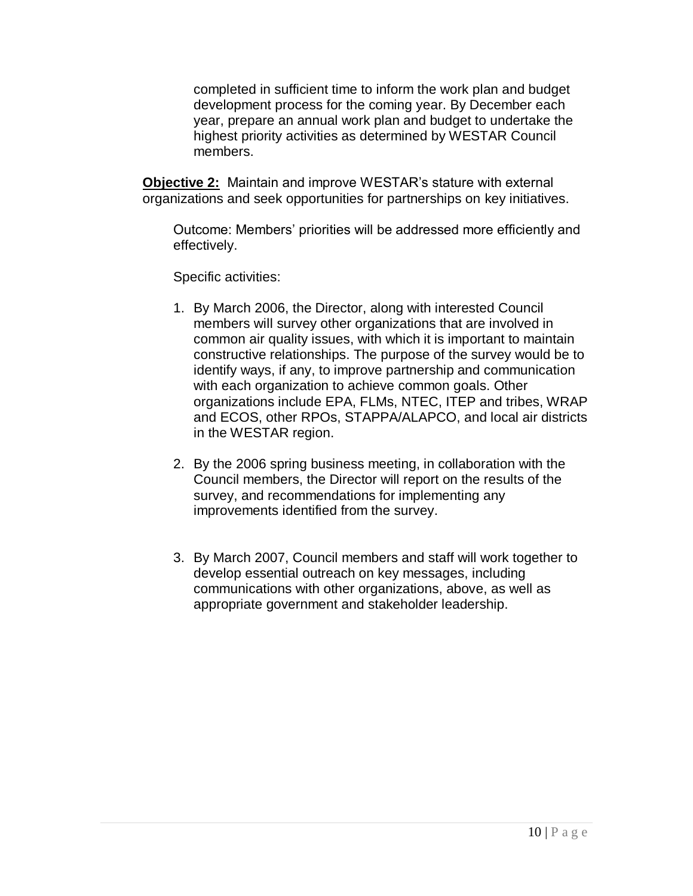completed in sufficient time to inform the work plan and budget development process for the coming year. By December each year, prepare an annual work plan and budget to undertake the highest priority activities as determined by WESTAR Council members.

**Objective 2:** Maintain and improve WESTAR's stature with external organizations and seek opportunities for partnerships on key initiatives.

Outcome: Members' priorities will be addressed more efficiently and effectively.

Specific activities:

1. By March 2006, the Director, along with interested Council members will survey other organizations that are involved in common air quality issues, with which it is important to maintain constructive relationships. The purpose of the survey would be to identify ways, if any, to improve partnership and communication with each organization to achieve common goals. Other organizations include EPA, FLMs, NTEC, ITEP and tribes, WRAP and ECOS, other RPOs, STAPPA/ALAPCO, and local air districts in the WESTAR region.

2. By the 2006 spring business meeting, in collaboration with the Council members, the Director will report on the results of the survey, and recommendations for implementing any improvements identified from the survey.

3. By March 2007, Council members and staff will work together to develop essential outreach on key messages, including communications with other organizations, above, as well as appropriate government and stakeholder leadership.